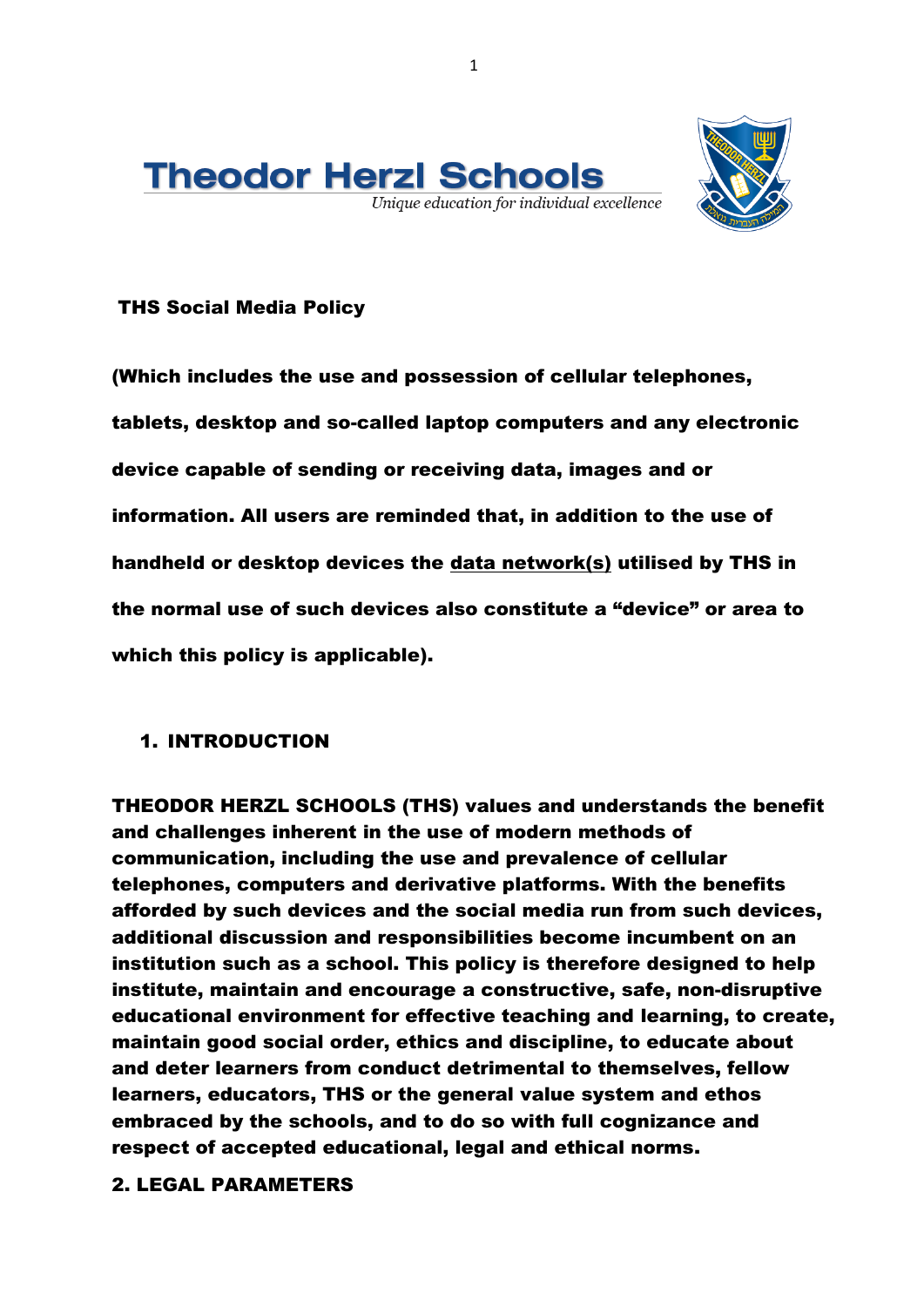# Theodor Herzl Schools

*Unique education for individual excellence*

**THS Social Media Policy**

**(Which includes the use and possession of cellular telephones, tablets, desktop and so-called laptop computers and any electronic device capable of sending or receiving data, images and or information. All users are reminded that, in addition to the use of handheld or desktop devices the <u>data network(s)</u> utilised by THS in the normal use of such devices also constitute a "device" or area to which this policy is applicable).**

## 1. INTRODUCTION

**THEODOR HERZL SCHOOLS (THS) values and understands the benefit and challenges inherent in the use of modern methods of communication, including the use and prevalence of cellular telephones, computers and derivative platforms. With the benefits afforded by such devices and the social media run from such devices, additional discussion and responsibilities become incumbent on an institution such as a school. This policy is therefore designed to help institute, maintain and encourage a constructive, safe, non-disruptive educational environment for effective teaching and learning, to create, maintain good social order, ethics and discipline, to educate about and deter learners from conduct detrimental to themselves, fellow learners, educators, THS or the general value system and ethos embraced by the schools, and to do so with full cognizance and respect of accepted educational, legal and ethical norms.**

## 2. LEGAL PARAMETERS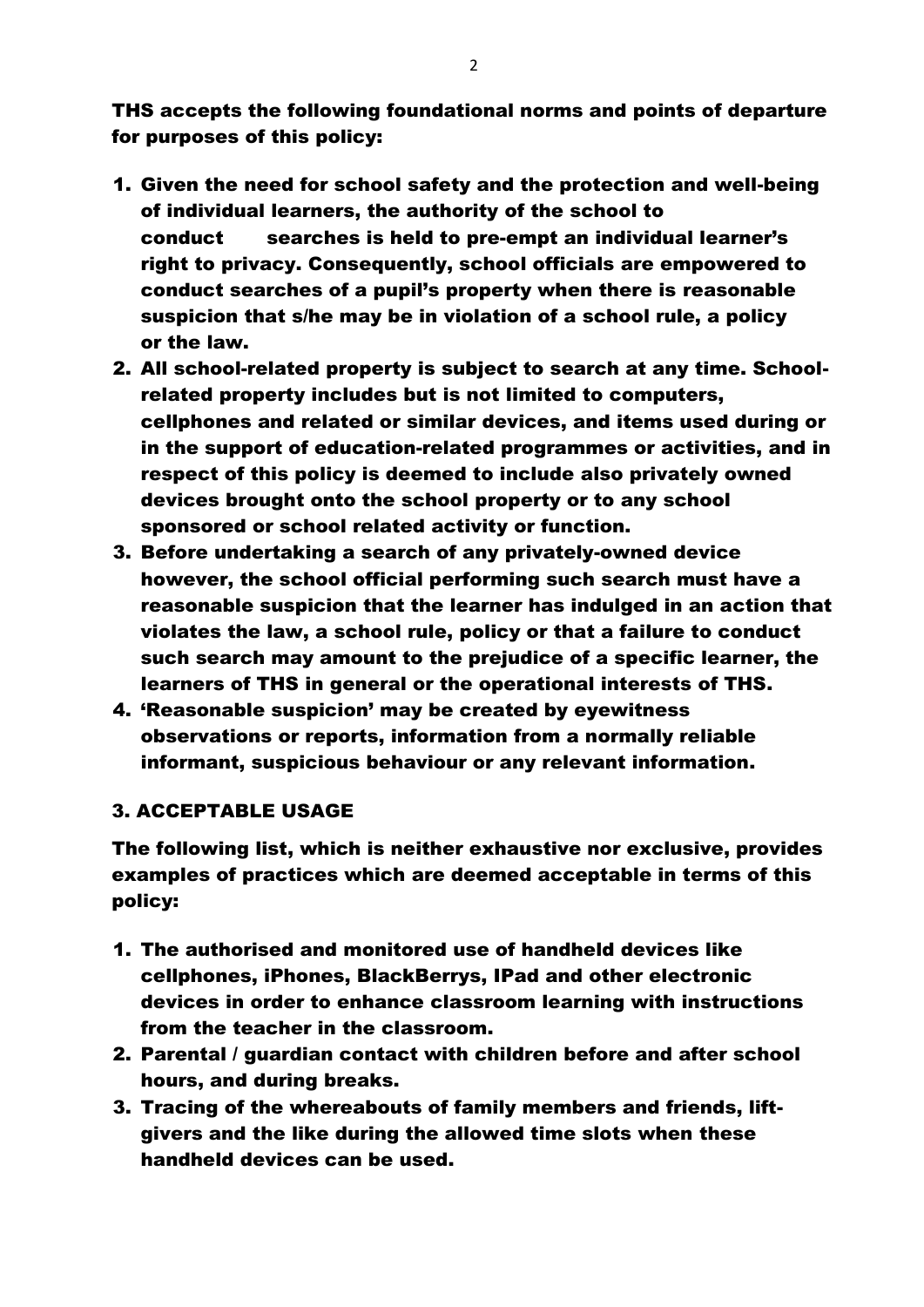**THS accepts the following foundational norms and points of departure for purposes of this policy:**

1. **Given the need for school safety and the protection and well-being of individual learners, the authority of the school to conduct searches is held to pre-empt an individual learner's right to privacy. Consequently, school officials are empowered to conduct searches of a pupil's property when there is reasonable suspicion that s/he may be in violation of a school rule, a policy or the law.**
2. **All school-related property is subject to search at any time. School-related property includes but is not limited to computers, cellphones and related or similar devices, and items used during or in the support of education-related programmes or activities, and in respect of this policy is deemed to include also privately owned devices brought onto the school property or to any school sponsored or school related activity or function.**
3. **Before undertaking a search of any privately-owned device however, the school official performing such search must have a reasonable suspicion that the learner has indulged in an action that violates the law, a school rule, policy or that a failure to conduct such search may amount to the prejudice of a specific learner, the learners of THS in general or the operational interests of THS.**
4. **'Reasonable suspicion' may be created by eyewitness observations or reports, information from a normally reliable informant, suspicious behaviour or any relevant information.**

## 3. ACCEPTABLE USAGE

**The following list, which is neither exhaustive nor exclusive, provides examples of practices which are deemed acceptable in terms of this policy:**

1. **The authorised and monitored use of handheld devices like cellphones, iPhones, BlackBerrys, IPad and other electronic devices in order to enhance classroom learning with instructions from the teacher in the classroom.**
2. **Parental / guardian contact with children before and after school hours, and during breaks.**
3. **Tracing of the whereabouts of family members and friends, lift-givers and the like during the allowed time slots when these handheld devices can be used.**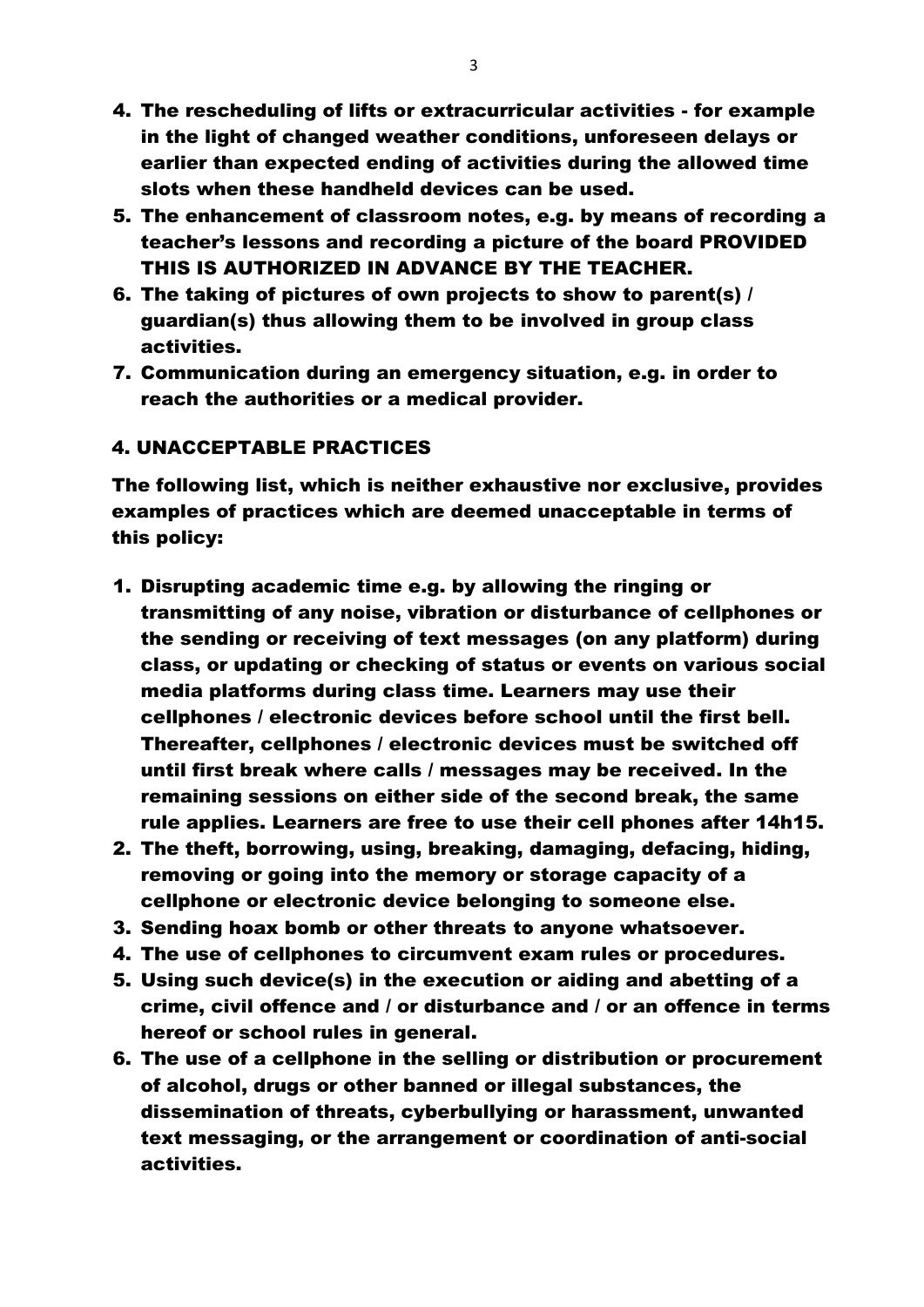4. **The rescheduling of lifts or extracurricular activities - for example in the light of changed weather conditions, unforeseen delays or earlier than expected ending of activities during the allowed time slots when these handheld devices can be used.**
5. **The enhancement of classroom notes, e.g. by means of recording a teacher's lessons and recording a picture of the board PROVIDED THIS IS AUTHORIZED IN ADVANCE BY THE TEACHER.**
6. **The taking of pictures of own projects to show to parent(s) / guardian(s) thus allowing them to be involved in group class activities.**
7. **Communication during an emergency situation, e.g. in order to reach the authorities or a medical provider.**

## 4. UNACCEPTABLE PRACTICES

**The following list, which is neither exhaustive nor exclusive, provides examples of practices which are deemed unacceptable in terms of this policy:**

1. **Disrupting academic time e.g. by allowing the ringing or transmitting of any noise, vibration or disturbance of cellphones or the sending or receiving of text messages (on any platform) during class, or updating or checking of status or events on various social media platforms during class time. Learners may use their cellphones / electronic devices before school until the first bell. Thereafter, cellphones / electronic devices must be switched off until first break where calls / messages may be received. In the remaining sessions on either side of the second break, the same rule applies. Learners are free to use their cell phones after 14h15.**
2. **The theft, borrowing, using, breaking, damaging, defacing, hiding, removing or going into the memory or storage capacity of a cellphone or electronic device belonging to someone else.**
3. **Sending hoax bomb or other threats to anyone whatsoever.**
4. **The use of cellphones to circumvent exam rules or procedures.**
5. **Using such device(s) in the execution or aiding and abetting of a crime, civil offence and / or disturbance and / or an offence in terms hereof or school rules in general.**
6. **The use of a cellphone in the selling or distribution or procurement of alcohol, drugs or other banned or illegal substances, the dissemination of threats, cyberbullying or harassment, unwanted text messaging, or the arrangement or coordination of anti-social activities.**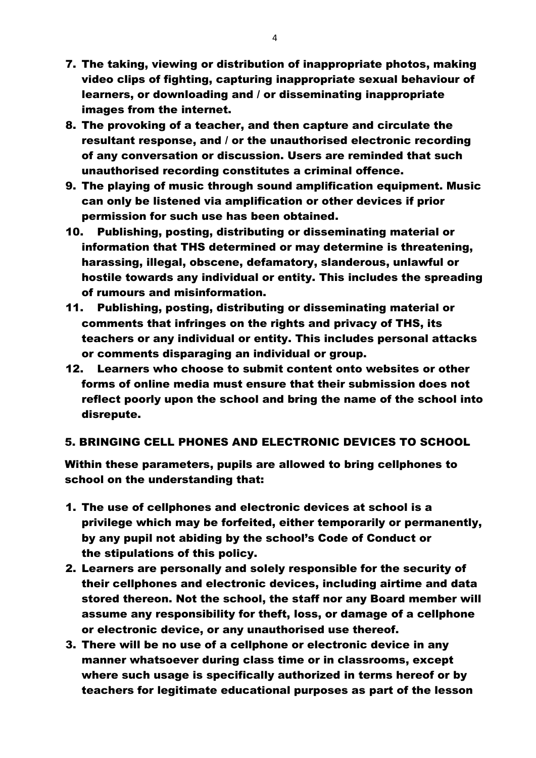7. The taking, viewing or distribution of inappropriate photos, making video clips of fighting, capturing inappropriate sexual behaviour of learners, or downloading and / or disseminating inappropriate images from the internet.
8. The provoking of a teacher, and then capture and circulate the resultant response, and / or the unauthorised electronic recording of any conversation or discussion. Users are reminded that such unauthorised recording constitutes a criminal offence.
9. The playing of music through sound amplification equipment. Music can only be listened via amplification or other devices if prior permission for such use has been obtained.
10. Publishing, posting, distributing or disseminating material or information that THS determined or may determine is threatening, harassing, illegal, obscene, defamatory, slanderous, unlawful or hostile towards any individual or entity. This includes the spreading of rumours and misinformation.
11. Publishing, posting, distributing or disseminating material or comments that infringes on the rights and privacy of THS, its teachers or any individual or entity. This includes personal attacks or comments disparaging an individual or group.
12. Learners who choose to submit content onto websites or other forms of online media must ensure that their submission does not reflect poorly upon the school and bring the name of the school into disrepute.

## 5. BRINGING CELL PHONES AND ELECTRONIC DEVICES TO SCHOOL

**Within these parameters, pupils are allowed to bring cellphones to school on the understanding that:**

1. The use of cellphones and electronic devices at school is a privilege which may be forfeited, either temporarily or permanently, by any pupil not abiding by the school's Code of Conduct or the stipulations of this policy.
2. Learners are personally and solely responsible for the security of their cellphones and electronic devices, including airtime and data stored thereon. Not the school, the staff nor any Board member will assume any responsibility for theft, loss, or damage of a cellphone or electronic device, or any unauthorised use thereof.
3. There will be no use of a cellphone or electronic device in any manner whatsoever during class time or in classrooms, except where such usage is specifically authorized in terms hereof or by teachers for legitimate educational purposes as part of the lesson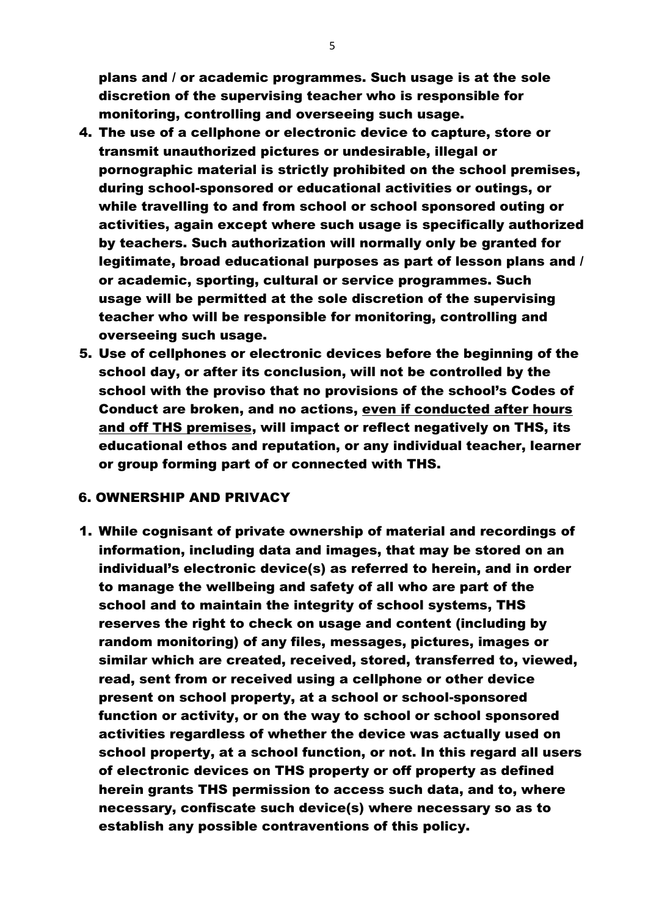**plans and / or academic programmes. Such usage is at the sole discretion of the supervising teacher who is responsible for monitoring, controlling and overseeing such usage.**

4. **The use of a cellphone or electronic device to capture, store or transmit unauthorized pictures or undesirable, illegal or pornographic material is strictly prohibited on the school premises, during school-sponsored or educational activities or outings, or while travelling to and from school or school sponsored outing or activities, again except where such usage is specifically authorized by teachers. Such authorization will normally only be granted for legitimate, broad educational purposes as part of lesson plans and / or academic, sporting, cultural or service programmes. Such usage will be permitted at the sole discretion of the supervising teacher who will be responsible for monitoring, controlling and overseeing such usage.**
5. **Use of cellphones or electronic devices before the beginning of the school day, or after its conclusion, will not be controlled by the school with the proviso that no provisions of the school's Codes of Conduct are broken, and no actions, <u>even if conducted after hours and off THS premises</u>, will impact or reflect negatively on THS, its educational ethos and reputation, or any individual teacher, learner or group forming part of or connected with THS.**

## 6. OWNERSHIP AND PRIVACY

1. **While cognisant of private ownership of material and recordings of information, including data and images, that may be stored on an individual's electronic device(s) as referred to herein, and in order to manage the wellbeing and safety of all who are part of the school and to maintain the integrity of school systems, THS reserves the right to check on usage and content (including by random monitoring) of any files, messages, pictures, images or similar which are created, received, stored, transferred to, viewed, read, sent from or received using a cellphone or other device present on school property, at a school or school-sponsored function or activity, or on the way to school or school sponsored activities regardless of whether the device was actually used on school property, at a school function, or not. In this regard all users of electronic devices on THS property or off property as defined herein grants THS permission to access such data, and to, where necessary, confiscate such device(s) where necessary so as to establish any possible contraventions of this policy.**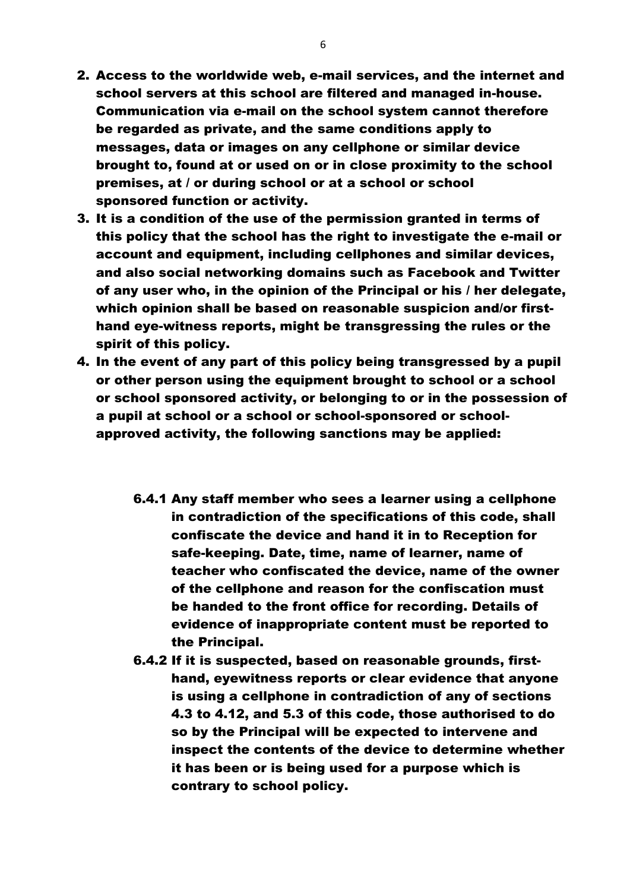2. **Access to the worldwide web, e-mail services, and the internet and school servers at this school are filtered and managed in-house. Communication via e-mail on the school system cannot therefore be regarded as private, and the same conditions apply to messages, data or images on any cellphone or similar device brought to, found at or used on or in close proximity to the school premises, at / or during school or at a school or school sponsored function or activity.**
3. **It is a condition of the use of the permission granted in terms of this policy that the school has the right to investigate the e-mail or account and equipment, including cellphones and similar devices, and also social networking domains such as Facebook and Twitter of any user who, in the opinion of the Principal or his / her delegate, which opinion shall be based on reasonable suspicion and/or first-hand eye-witness reports, might be transgressing the rules or the spirit of this policy.**
4. **In the event of any part of this policy being transgressed by a pupil or other person using the equipment brought to school or a school or school sponsored activity, or belonging to or in the possession of a pupil at school or a school or school-sponsored or school-approved activity, the following sanctions may be applied:**

    **6.4.1 Any staff member who sees a learner using a cellphone in contradiction of the specifications of this code, shall confiscate the device and hand it in to Reception for safe-keeping. Date, time, name of learner, name of teacher who confiscated the device, name of the owner of the cellphone and reason for the confiscation must be handed to the front office for recording. Details of evidence of inappropriate content must be reported to the Principal.**

    **6.4.2 If it is suspected, based on reasonable grounds, first-hand, eyewitness reports or clear evidence that anyone is using a cellphone in contradiction of any of sections 4.3 to 4.12, and 5.3 of this code, those authorised to do so by the Principal will be expected to intervene and inspect the contents of the device to determine whether it has been or is being used for a purpose which is contrary to school policy.**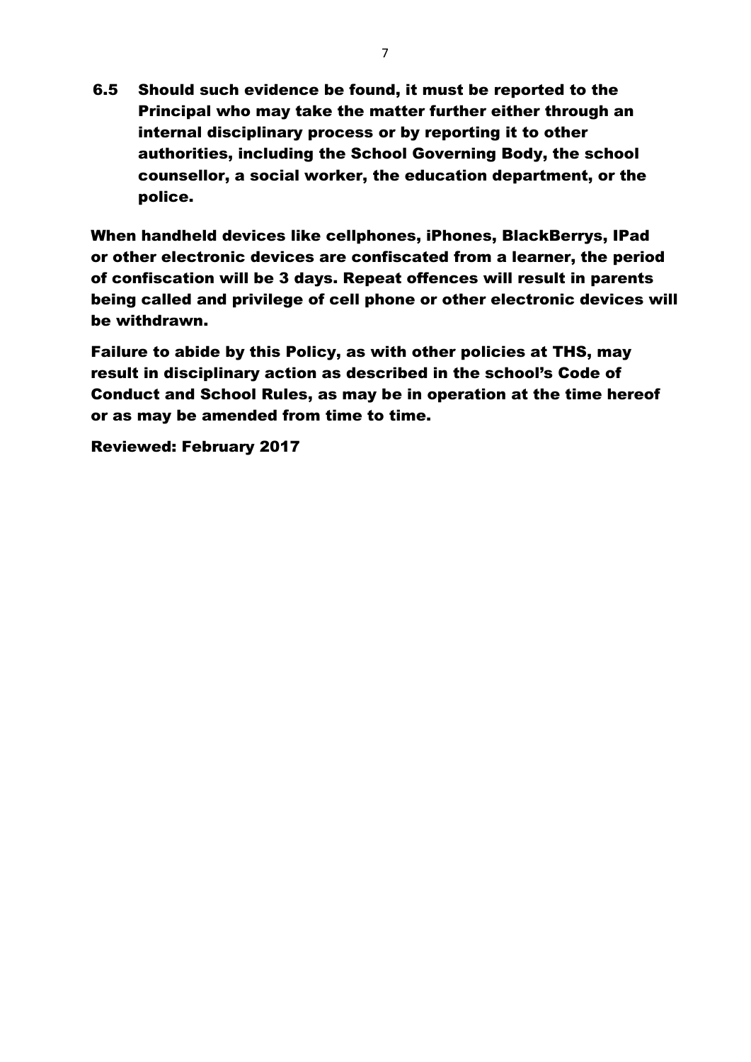**6.5 Should such evidence be found, it must be reported to the Principal who may take the matter further either through an internal disciplinary process or by reporting it to other authorities, including the School Governing Body, the school counsellor, a social worker, the education department, or the police.**

**When handheld devices like cellphones, iPhones, BlackBerrys, IPad or other electronic devices are confiscated from a learner, the period of confiscation will be 3 days. Repeat offences will result in parents being called and privilege of cell phone or other electronic devices will be withdrawn.**

**Failure to abide by this Policy, as with other policies at THS, may result in disciplinary action as described in the school's Code of Conduct and School Rules, as may be in operation at the time hereof or as may be amended from time to time.**

**Reviewed: February 2017**